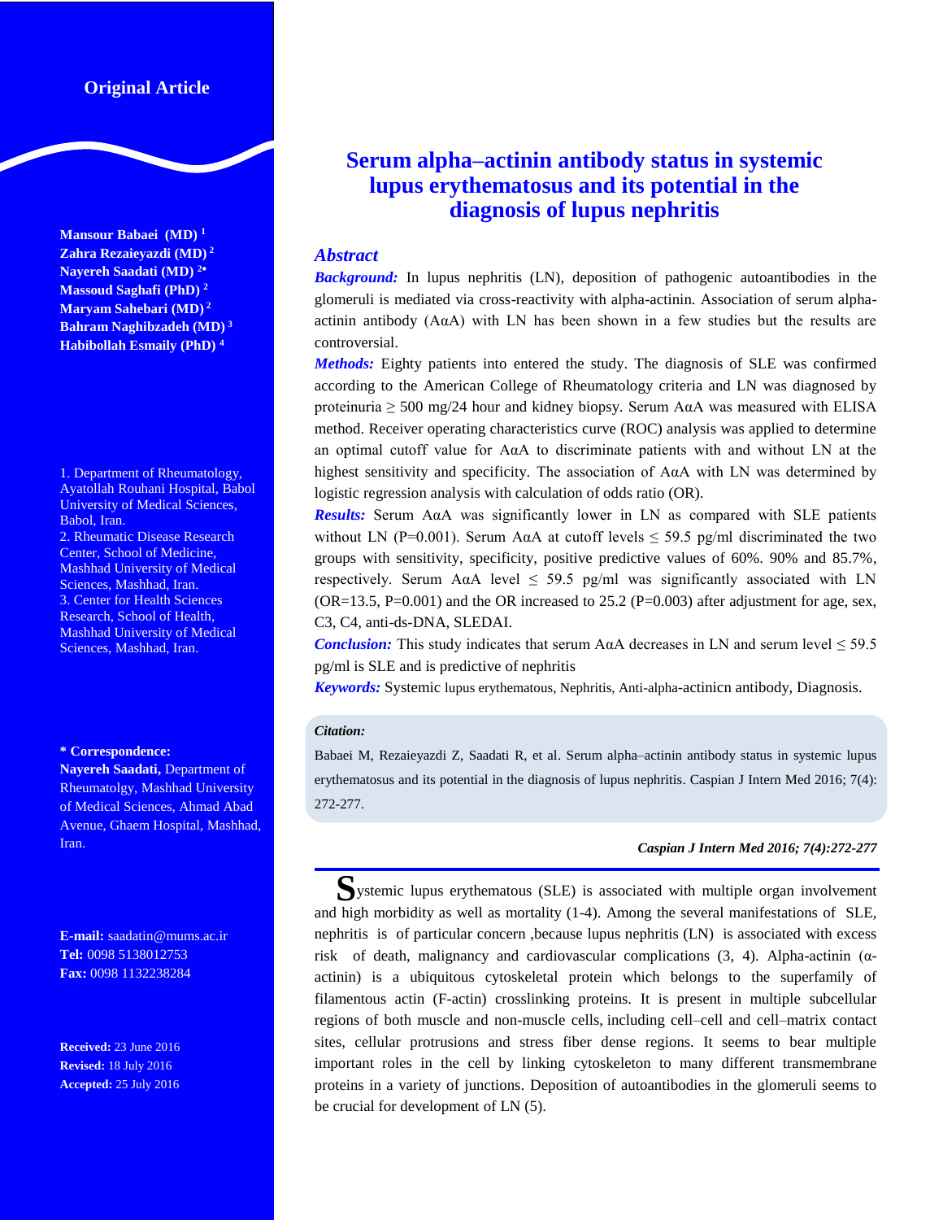**Original Article**

**Mansour Babaei (MD)** [1]
**Zahra Rezaieyazdi (MD)** [2]
**Nayereh Saadati (MD)** [2*]
**Massoud Saghafi (PhD)** [2]
**Maryam Sahebari (MD)** [2]
**Bahram Naghibzadeh (MD)** [3]
**Habibollah Esmaily (PhD)** [4]

1. Department of Rheumatology, Ayatollah Rouhani Hospital, Babol University of Medical Sciences, Babol, Iran.
2. Rheumatic Disease Research Center, School of Medicine, Mashhad University of Medical Sciences, Mashhad, Iran.
3. Center for Health Sciences Research, School of Health, Mashhad University of Medical Sciences, Mashhad, Iran.

**\* Correspondence:**
**Nayereh Saadati,** Department of Rheumatolgy, Mashhad University of Medical Sciences, Ahmad Abad Avenue, Ghaem Hospital, Mashhad, Iran.

**E-mail:** saadatin@mums.ac.ir
**Tel:** 0098 5138012753
**Fax:** 0098 1132238284

**Received:** 23 June 2016
**Revised:** 18 July 2016
**Accepted:** 25 July 2016

# Serum alpha–actinin antibody status in systemic lupus erythematosus and its potential in the diagnosis of lupus nephritis

## Abstract

***Background:*** In lupus nephritis (LN), deposition of pathogenic autoantibodies in the glomeruli is mediated via cross-reactivity with alpha-actinin. Association of serum alpha-actinin antibody (AαA) with LN has been shown in a few studies but the results are controversial.

***Methods:*** Eighty patients into entered the study. The diagnosis of SLE was confirmed according to the American College of Rheumatology criteria and LN was diagnosed by proteinuria ≥ 500 mg/24 hour and kidney biopsy. Serum AαA was measured with ELISA method. Receiver operating characteristics curve (ROC) analysis was applied to determine an optimal cutoff value for AαA to discriminate patients with and without LN at the highest sensitivity and specificity. The association of AαA with LN was determined by logistic regression analysis with calculation of odds ratio (OR).

***Results:*** Serum AαA was significantly lower in LN as compared with SLE patients without LN (P=0.001). Serum AαA at cutoff levels ≤ 59.5 pg/ml discriminated the two groups with sensitivity, specificity, positive predictive values of 60%. 90% and 85.7%, respectively. Serum AαA level ≤ 59.5 pg/ml was significantly associated with LN (OR=13.5, P=0.001) and the OR increased to 25.2 (P=0.003) after adjustment for age, sex, C3, C4, anti-ds-DNA, SLEDAI.

***Conclusion:*** This study indicates that serum AαA decreases in LN and serum level ≤ 59.5 pg/ml is SLE and is predictive of nephritis

***Keywords:*** Systemic lupus erythematous, Nephritis, Anti-alpha-actinicn antibody, Diagnosis.

***Citation:***

Babaei M, Rezaieyazdi Z, Saadati R, et al. Serum alpha–actinin antibody status in systemic lupus erythematosus and its potential in the diagnosis of lupus nephritis. Caspian J Intern Med 2016; 7(4): 272-277.

Systemic lupus erythematous (SLE) is associated with multiple organ involvement and high morbidity as well as mortality (1-4). Among the several manifestations of SLE, nephritis is of particular concern ,because lupus nephritis (LN) is associated with excess risk of death, malignancy and cardiovascular complications (3, 4). Alpha-actinin (α-actinin) is a ubiquitous cytoskeletal protein which belongs to the superfamily of filamentous actin (F-actin) crosslinking proteins. It is present in multiple subcellular regions of both muscle and non-muscle cells, including cell–cell and cell–matrix contact sites, cellular protrusions and stress fiber dense regions. It seems to bear multiple important roles in the cell by linking cytoskeleton to many different transmembrane proteins in a variety of junctions. Deposition of autoantibodies in the glomeruli seems to be crucial for development of LN (5).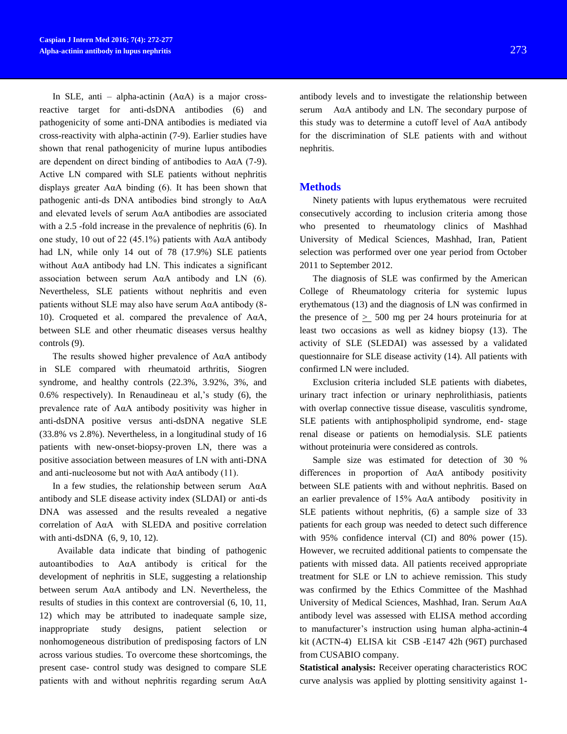In SLE, anti – alpha-actinin (AαA) is a major cross-reactive target for anti-dsDNA antibodies (6) and pathogenicity of some anti-DNA antibodies is mediated via cross-reactivity with alpha-actinin (7-9). Earlier studies have shown that renal pathogenicity of murine lupus antibodies are dependent on direct binding of antibodies to AαA (7-9). Active LN compared with SLE patients without nephritis displays greater AαA binding (6). It has been shown that pathogenic anti-ds DNA antibodies bind strongly to AαA and elevated levels of serum AαA antibodies are associated with a 2.5 -fold increase in the prevalence of nephritis (6). In one study, 10 out of 22 (45.1%) patients with AαA antibody had LN, while only 14 out of 78 (17.9%) SLE patients without AαA antibody had LN. This indicates a significant association between serum AαA antibody and LN (6). Nevertheless, SLE patients without nephritis and even patients without SLE may also have serum AαA antibody (8-10). Croqueted et al. compared the prevalence of AαA, between SLE and other rheumatic diseases versus healthy controls (9).

The results showed higher prevalence of AαA antibody in SLE compared with rheumatoid arthritis, Siogren syndrome, and healthy controls (22.3%, 3.92%, 3%, and 0.6% respectively). In Renaudineau et al,'s study (6), the prevalence rate of AαA antibody positivity was higher in anti-dsDNA positive versus anti-dsDNA negative SLE (33.8% vs 2.8%). Nevertheless, in a longitudinal study of 16 patients with new-onset-biopsy-proven LN, there was a positive association between measures of LN with anti-DNA and anti-nucleosome but not with AαA antibody (11).

In a few studies, the relationship between serum AαA antibody and SLE disease activity index (SLDAI) or anti-ds DNA was assessed and the results revealed a negative correlation of AαA with SLEDA and positive correlation with anti-dsDNA (6, 9, 10, 12).

Available data indicate that binding of pathogenic autoantibodies to AαA antibody is critical for the development of nephritis in SLE, suggesting a relationship between serum AαA antibody and LN. Nevertheless, the results of studies in this context are controversial (6, 10, 11, 12) which may be attributed to inadequate sample size, inappropriate study designs, patient selection or nonhomogeneous distribution of predisposing factors of LN across various studies. To overcome these shortcomings, the present case- control study was designed to compare SLE patients with and without nephritis regarding serum AαA antibody levels and to investigate the relationship between serum AαA antibody and LN. The secondary purpose of this study was to determine a cutoff level of AαA antibody for the discrimination of SLE patients with and without nephritis.

## Methods

Ninety patients with lupus erythematous were recruited consecutively according to inclusion criteria among those who presented to rheumatology clinics of Mashhad University of Medical Sciences, Mashhad, Iran, Patient selection was performed over one year period from October 2011 to September 2012.

The diagnosis of SLE was confirmed by the American College of Rheumatology criteria for systemic lupus erythematous (13) and the diagnosis of LN was confirmed in the presence of $\geq$ 500 mg per 24 hours proteinuria for at least two occasions as well as kidney biopsy (13). The activity of SLE (SLEDAI) was assessed by a validated questionnaire for SLE disease activity (14). All patients with confirmed LN were included.

Exclusion criteria included SLE patients with diabetes, urinary tract infection or urinary nephrolithiasis, patients with overlap connective tissue disease, vasculitis syndrome, SLE patients with antiphospholipid syndrome, end- stage renal disease or patients on hemodialysis. SLE patients without proteinuria were considered as controls.

Sample size was estimated for detection of 30 % differences in proportion of AαA antibody positivity between SLE patients with and without nephritis. Based on an earlier prevalence of 15% AαA antibody positivity in SLE patients without nephritis, (6) a sample size of 33 patients for each group was needed to detect such difference with 95% confidence interval (CI) and 80% power (15). However, we recruited additional patients to compensate the patients with missed data. All patients received appropriate treatment for SLE or LN to achieve remission. This study was confirmed by the Ethics Committee of the Mashhad University of Medical Sciences, Mashhad, Iran. Serum AαA antibody level was assessed with ELISA method according to manufacturer's instruction using human alpha-actinin-4 kit (ACTN-4) ELISA kit CSB -E147 42h (96T) purchased from CUSABIO company.

**Statistical analysis:** Receiver operating characteristics ROC curve analysis was applied by plotting sensitivity against 1-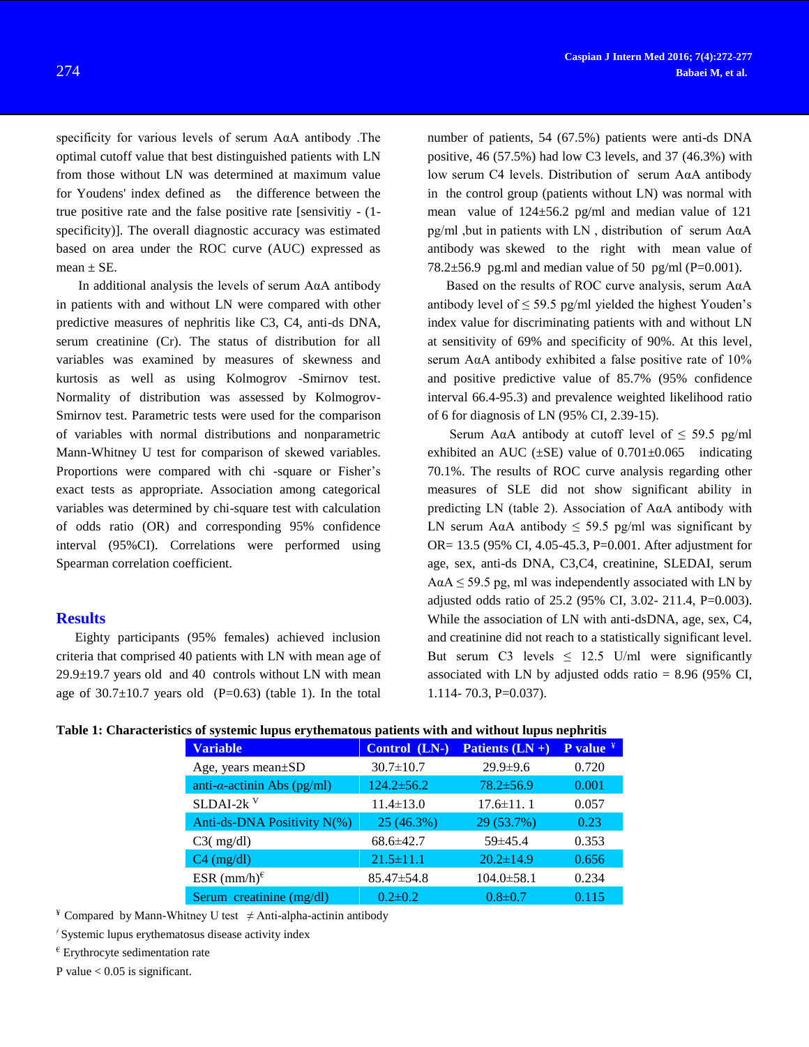specificity for various levels of serum AαA antibody .The optimal cutoff value that best distinguished patients with LN from those without LN was determined at maximum value for Youdens' index defined as the difference between the true positive rate and the false positive rate [sensivitiy - (1-specificity)]. The overall diagnostic accuracy was estimated based on area under the ROC curve (AUC) expressed as mean ± SE.

In additional analysis the levels of serum AαA antibody in patients with and without LN were compared with other predictive measures of nephritis like C3, C4, anti-ds DNA, serum creatinine (Cr). The status of distribution for all variables was examined by measures of skewness and kurtosis as well as using Kolmogrov -Smirnov test. Normality of distribution was assessed by Kolmogrov-Smirnov test. Parametric tests were used for the comparison of variables with normal distributions and nonparametric Mann-Whitney U test for comparison of skewed variables. Proportions were compared with chi -square or Fisher's exact tests as appropriate. Association among categorical variables was determined by chi-square test with calculation of odds ratio (OR) and corresponding 95% confidence interval (95%CI). Correlations were performed using Spearman correlation coefficient.

## Results

Eighty participants (95% females) achieved inclusion criteria that comprised 40 patients with LN with mean age of 29.9±19.7 years old and 40 controls without LN with mean age of 30.7±10.7 years old (P=0.63) (table 1). In the total number of patients, 54 (67.5%) patients were anti-ds DNA positive, 46 (57.5%) had low C3 levels, and 37 (46.3%) with low serum C4 levels. Distribution of serum AαA antibody in the control group (patients without LN) was normal with mean value of 124±56.2 pg/ml and median value of 121 pg/ml ,but in patients with LN , distribution of serum AαA antibody was skewed to the right with mean value of 78.2±56.9 pg.ml and median value of 50 pg/ml (P=0.001).

Based on the results of ROC curve analysis, serum AαA antibody level of ≤ 59.5 pg/ml yielded the highest Youden's index value for discriminating patients with and without LN at sensitivity of 69% and specificity of 90%. At this level, serum AαA antibody exhibited a false positive rate of 10% and positive predictive value of 85.7% (95% confidence interval 66.4-95.3) and prevalence weighted likelihood ratio of 6 for diagnosis of LN (95% CI, 2.39-15).

Serum AαA antibody at cutoff level of ≤ 59.5 pg/ml exhibited an AUC (±SE) value of 0.701±0.065 indicating 70.1%. The results of ROC curve analysis regarding other measures of SLE did not show significant ability in predicting LN (table 2). Association of AαA antibody with LN serum AαA antibody ≤ 59.5 pg/ml was significant by OR= 13.5 (95% CI, 4.05-45.3, P=0.001. After adjustment for age, sex, anti-ds DNA, C3,C4, creatinine, SLEDAI, serum AαA ≤ 59.5 pg, ml was independently associated with LN by adjusted odds ratio of 25.2 (95% CI, 3.02- 211.4, P=0.003). While the association of LN with anti-dsDNA, age, sex, C4, and creatinine did not reach to a statistically significant level. But serum C3 levels ≤ 12.5 U/ml were significantly associated with LN by adjusted odds ratio = 8.96 (95% CI, 1.114- 70.3, P=0.037).

**Table 1: Characteristics of systemic lupus erythematosus patients with and without lupus nephritis**

| Variable | Control (LN-) | Patients (LN +) | P value ¥ |
|---|---|---|---|
| Age, years mean±SD | 30.7±10.7 | 29.9±9.6 | 0.720 |
| anti-α-actinin Abs (pg/ml) | 124.2±56.2 | 78.2±56.9 | 0.001 |
| SLDAI-2k V | 11.4±13.0 | 17.6±11. 1 | 0.057 |
| Anti-ds-DNA Positivity N(%) | 25 (46.3%) | 29 (53.7%) | 0.23 |
| C3( mg/dl) | 68.6±42.7 | 59±45.4 | 0.353 |
| C4 (mg/dl) | 21.5±11.1 | 20.2±14.9 | 0.656 |
| ESR (mm/h)€ | 85.47±54.8 | 104.0±58.1 | 0.234 |
| Serum creatinine (mg/dl) | 0.2±0.2 | 0.8±0.7 | 0.115 |

¥ Compared by Mann-Whitney U test ≠ Anti-alpha-actinin antibody

ᶠ Systemic lupus erythematosus disease activity index

€ Erythrocyte sedimentation rate

P value < 0.05 is significant.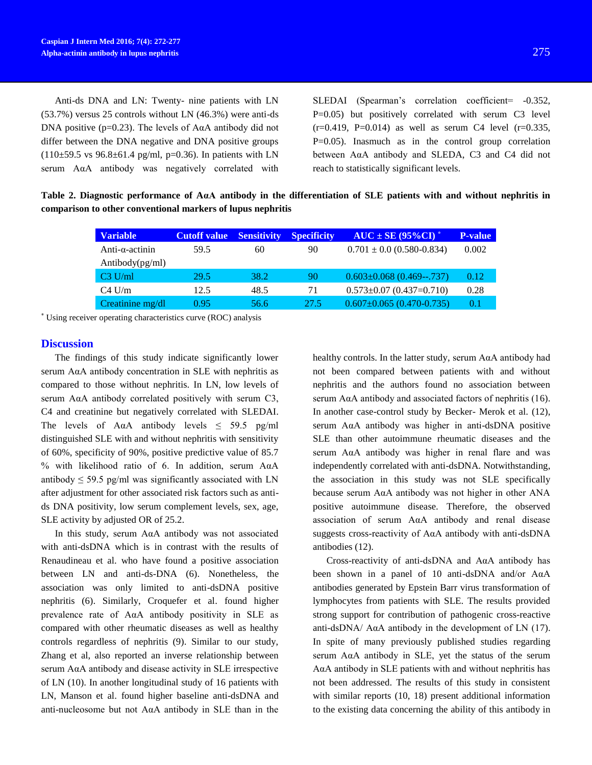Anti-ds DNA and LN: Twenty- nine patients with LN (53.7%) versus 25 controls without LN (46.3%) were anti-ds DNA positive (p=0.23). The levels of AαA antibody did not differ between the DNA negative and DNA positive groups (110±59.5 vs 96.8±61.4 pg/ml, p=0.36). In patients with LN serum AαA antibody was negatively correlated with SLEDAI (Spearman's correlation coefficient= -0.352, P=0.05) but positively correlated with serum C3 level (r=0.419, P=0.014) as well as serum C4 level (r=0.335, P=0.05). Inasmuch as in the control group correlation between AαA antibody and SLEDA, C3 and C4 did not reach to statistically significant levels.

**Table 2. Diagnostic performance of AαA antibody in the differentiation of SLE patients with and without nephritis in comparison to other conventional markers of lupus nephritis**

| Variable | Cutoff value | Sensitivity | Specificity | AUC ± SE (95%CI) * | P-value |
|---|---|---|---|---|---|
| Anti-α-actinin Antibody(pg/ml) | 59.5 | 60 | 90 | 0.701 ± 0.0 (0.580-0.834) | 0.002 |
| C3 U/ml | 29.5 | 38.2 | 90 | 0.603±0.068 (0.469--.737) | 0.12 |
| C4 U/m | 12.5 | 48.5 | 71 | 0.573±0.07 (0.437=0.710) | 0.28 |
| Creatinine mg/dl | 0.95 | 56.6 | 27.5 | 0.607±0.065 (0.470-0.735) | 0.1 |

* Using receiver operating characteristics curve (ROC) analysis

## Discussion

The findings of this study indicate significantly lower serum AαA antibody concentration in SLE with nephritis as compared to those without nephritis. In LN, low levels of serum AαA antibody correlated positively with serum C3, C4 and creatinine but negatively correlated with SLEDAI. The levels of AαA antibody levels ≤ 59.5 pg/ml distinguished SLE with and without nephritis with sensitivity of 60%, specificity of 90%, positive predictive value of 85.7 % with likelihood ratio of 6. In addition, serum AαA antibody ≤ 59.5 pg/ml was significantly associated with LN after adjustment for other associated risk factors such as anti-ds DNA positivity, low serum complement levels, sex, age, SLE activity by adjusted OR of 25.2.

In this study, serum AαA antibody was not associated with anti-dsDNA which is in contrast with the results of Renaudineau et al. who have found a positive association between LN and anti-ds-DNA (6). Nonetheless, the association was only limited to anti-dsDNA positive nephritis (6). Similarly, Croquefer et al. found higher prevalence rate of AαA antibody positivity in SLE as compared with other rheumatic diseases as well as healthy controls regardless of nephritis (9). Similar to our study, Zhang et al, also reported an inverse relationship between serum AαA antibody and disease activity in SLE irrespective of LN (10). In another longitudinal study of 16 patients with LN, Manson et al. found higher baseline anti-dsDNA and anti-nucleosome but not AαA antibody in SLE than in the healthy controls. In the latter study, serum AαA antibody had not been compared between patients with and without nephritis and the authors found no association between serum AαA antibody and associated factors of nephritis (16). In another case-control study by Becker- Merok et al. (12), serum AαA antibody was higher in anti-dsDNA positive SLE than other autoimmune rheumatic diseases and the serum AαA antibody was higher in renal flare and was independently correlated with anti-dsDNA. Notwithstanding, the association in this study was not SLE specifically because serum AαA antibody was not higher in other ANA positive autoimmune disease. Therefore, the observed association of serum AαA antibody and renal disease suggests cross-reactivity of AαA antibody with anti-dsDNA antibodies (12).

Cross-reactivity of anti-dsDNA and AαA antibody has been shown in a panel of 10 anti-dsDNA and/or AαA antibodies generated by Epstein Barr virus transformation of lymphocytes from patients with SLE. The results provided strong support for contribution of pathogenic cross-reactive anti-dsDNA/ AαA antibody in the development of LN (17). In spite of many previously published studies regarding serum AαA antibody in SLE, yet the status of the serum AαA antibody in SLE patients with and without nephritis has not been addressed. The results of this study in consistent with similar reports (10, 18) present additional information to the existing data concerning the ability of this antibody in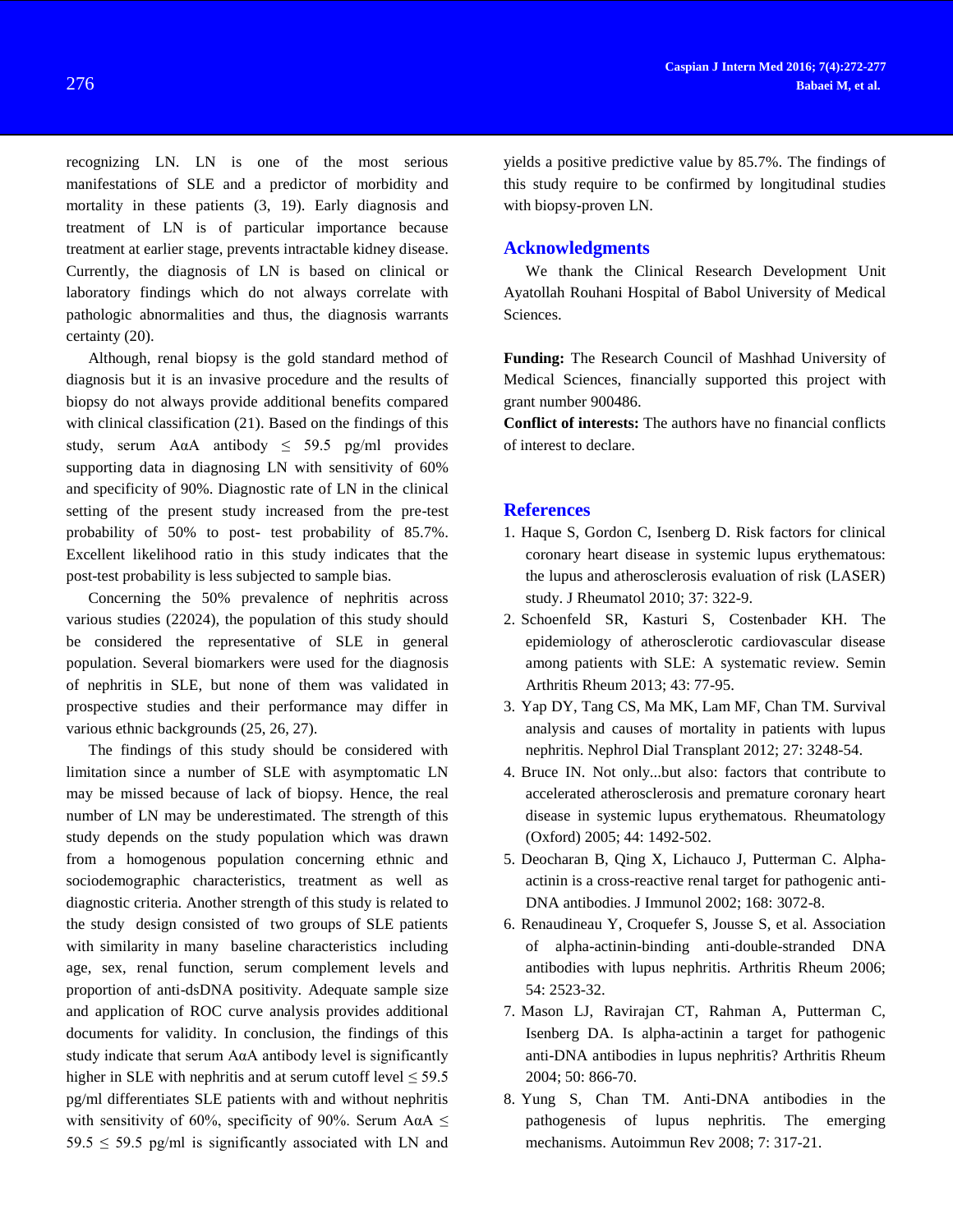recognizing LN. LN is one of the most serious manifestations of SLE and a predictor of morbidity and mortality in these patients (3, 19). Early diagnosis and treatment of LN is of particular importance because treatment at earlier stage, prevents intractable kidney disease. Currently, the diagnosis of LN is based on clinical or laboratory findings which do not always correlate with pathologic abnormalities and thus, the diagnosis warrants certainty (20).

Although, renal biopsy is the gold standard method of diagnosis but it is an invasive procedure and the results of biopsy do not always provide additional benefits compared with clinical classification (21). Based on the findings of this study, serum AαA antibody ≤ 59.5 pg/ml provides supporting data in diagnosing LN with sensitivity of 60% and specificity of 90%. Diagnostic rate of LN in the clinical setting of the present study increased from the pre-test probability of 50% to post- test probability of 85.7%. Excellent likelihood ratio in this study indicates that the post-test probability is less subjected to sample bias.

Concerning the 50% prevalence of nephritis across various studies (22024), the population of this study should be considered the representative of SLE in general population. Several biomarkers were used for the diagnosis of nephritis in SLE, but none of them was validated in prospective studies and their performance may differ in various ethnic backgrounds (25, 26, 27).

The findings of this study should be considered with limitation since a number of SLE with asymptomatic LN may be missed because of lack of biopsy. Hence, the real number of LN may be underestimated. The strength of this study depends on the study population which was drawn from a homogenous population concerning ethnic and sociodemographic characteristics, treatment as well as diagnostic criteria. Another strength of this study is related to the study design consisted of two groups of SLE patients with similarity in many baseline characteristics including age, sex, renal function, serum complement levels and proportion of anti-dsDNA positivity. Adequate sample size and application of ROC curve analysis provides additional documents for validity. In conclusion, the findings of this study indicate that serum AαA antibody level is significantly higher in SLE with nephritis and at serum cutoff level ≤ 59.5 pg/ml differentiates SLE patients with and without nephritis with sensitivity of 60%, specificity of 90%. Serum AαA ≤ 59.5 ≤ 59.5 pg/ml is significantly associated with LN and yields a positive predictive value by 85.7%. The findings of this study require to be confirmed by longitudinal studies with biopsy-proven LN.

## Acknowledgments

We thank the Clinical Research Development Unit Ayatollah Rouhani Hospital of Babol University of Medical Sciences.

**Funding:** The Research Council of Mashhad University of Medical Sciences, financially supported this project with grant number 900486.

**Conflict of interests:** The authors have no financial conflicts of interest to declare.

## References

1. Haque S, Gordon C, Isenberg D. Risk factors for clinical coronary heart disease in systemic lupus erythematous: the lupus and atherosclerosis evaluation of risk (LASER) study. J Rheumatol 2010; 37: 322-9.
2. Schoenfeld SR, Kasturi S, Costenbader KH. The epidemiology of atherosclerotic cardiovascular disease among patients with SLE: A systematic review. Semin Arthritis Rheum 2013; 43: 77-95.
3. Yap DY, Tang CS, Ma MK, Lam MF, Chan TM. Survival analysis and causes of mortality in patients with lupus nephritis. Nephrol Dial Transplant 2012; 27: 3248-54.
4. Bruce IN. Not only...but also: factors that contribute to accelerated atherosclerosis and premature coronary heart disease in systemic lupus erythematous. Rheumatology (Oxford) 2005; 44: 1492-502.
5. Deocharan B, Qing X, Lichauco J, Putterman C. Alpha-actinin is a cross-reactive renal target for pathogenic anti-DNA antibodies. J Immunol 2002; 168: 3072-8.
6. Renaudineau Y, Croquefer S, Jousse S, et al. Association of alpha-actinin-binding anti-double-stranded DNA antibodies with lupus nephritis. Arthritis Rheum 2006; 54: 2523-32.
7. Mason LJ, Ravirajan CT, Rahman A, Putterman C, Isenberg DA. Is alpha-actinin a target for pathogenic anti-DNA antibodies in lupus nephritis? Arthritis Rheum 2004; 50: 866-70.
8. Yung S, Chan TM. Anti-DNA antibodies in the pathogenesis of lupus nephritis. The emerging mechanisms. Autoimmun Rev 2008; 7: 317-21.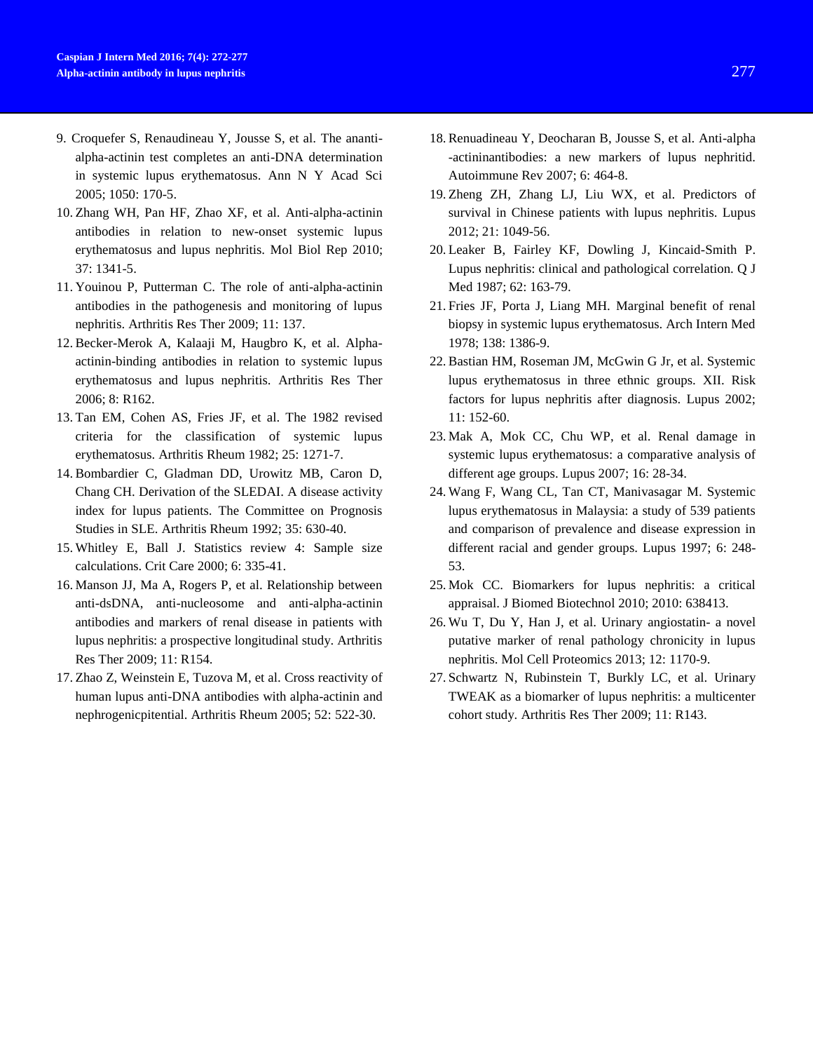9. Croquefer S, Renaudineau Y, Jousse S, et al. The ananti-alpha-actinin test completes an anti-DNA determination in systemic lupus erythematosus. Ann N Y Acad Sci 2005; 1050: 170-5.
10. Zhang WH, Pan HF, Zhao XF, et al. Anti-alpha-actinin antibodies in relation to new-onset systemic lupus erythematosus and lupus nephritis. Mol Biol Rep 2010; 37: 1341-5.
11. Youinou P, Putterman C. The role of anti-alpha-actinin antibodies in the pathogenesis and monitoring of lupus nephritis. Arthritis Res Ther 2009; 11: 137.
12. Becker-Merok A, Kalaaji M, Haugbro K, et al. Alpha-actinin-binding antibodies in relation to systemic lupus erythematosus and lupus nephritis. Arthritis Res Ther 2006; 8: R162.
13. Tan EM, Cohen AS, Fries JF, et al. The 1982 revised criteria for the classification of systemic lupus erythematosus. Arthritis Rheum 1982; 25: 1271-7.
14. Bombardier C, Gladman DD, Urowitz MB, Caron D, Chang CH. Derivation of the SLEDAI. A disease activity index for lupus patients. The Committee on Prognosis Studies in SLE. Arthritis Rheum 1992; 35: 630-40.
15. Whitley E, Ball J. Statistics review 4: Sample size calculations. Crit Care 2000; 6: 335-41.
16. Manson JJ, Ma A, Rogers P, et al. Relationship between anti-dsDNA, anti-nucleosome and anti-alpha-actinin antibodies and markers of renal disease in patients with lupus nephritis: a prospective longitudinal study. Arthritis Res Ther 2009; 11: R154.
17. Zhao Z, Weinstein E, Tuzova M, et al. Cross reactivity of human lupus anti-DNA antibodies with alpha-actinin and nephrogenicpitential. Arthritis Rheum 2005; 52: 522-30.
18. Renuadineau Y, Deocharan B, Jousse S, et al. Anti-alpha -actininantibodies: a new markers of lupus nephritid. Autoimmune Rev 2007; 6: 464-8.
19. Zheng ZH, Zhang LJ, Liu WX, et al. Predictors of survival in Chinese patients with lupus nephritis. Lupus 2012; 21: 1049-56.
20. Leaker B, Fairley KF, Dowling J, Kincaid-Smith P. Lupus nephritis: clinical and pathological correlation. Q J Med 1987; 62: 163-79.
21. Fries JF, Porta J, Liang MH. Marginal benefit of renal biopsy in systemic lupus erythematosus. Arch Intern Med 1978; 138: 1386-9.
22. Bastian HM, Roseman JM, McGwin G Jr, et al. Systemic lupus erythematosus in three ethnic groups. XII. Risk factors for lupus nephritis after diagnosis. Lupus 2002; 11: 152-60.
23. Mak A, Mok CC, Chu WP, et al. Renal damage in systemic lupus erythematosus: a comparative analysis of different age groups. Lupus 2007; 16: 28-34.
24. Wang F, Wang CL, Tan CT, Manivasagar M. Systemic lupus erythematosus in Malaysia: a study of 539 patients and comparison of prevalence and disease expression in different racial and gender groups. Lupus 1997; 6: 248-53.
25. Mok CC. Biomarkers for lupus nephritis: a critical appraisal. J Biomed Biotechnol 2010; 2010: 638413.
26. Wu T, Du Y, Han J, et al. Urinary angiostatin- a novel putative marker of renal pathology chronicity in lupus nephritis. Mol Cell Proteomics 2013; 12: 1170-9.
27. Schwartz N, Rubinstein T, Burkly LC, et al. Urinary TWEAK as a biomarker of lupus nephritis: a multicenter cohort study. Arthritis Res Ther 2009; 11: R143.